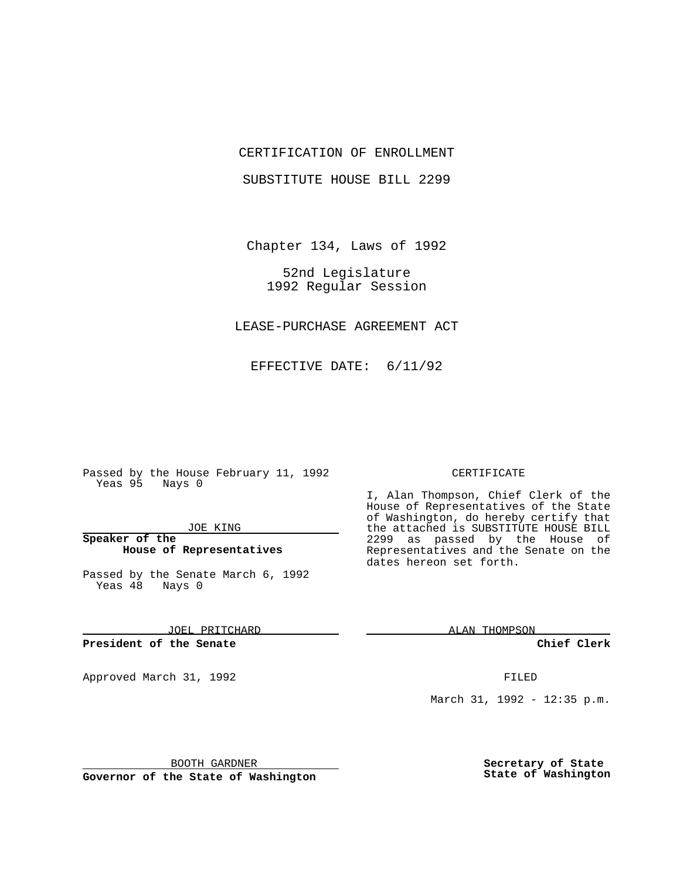CERTIFICATION OF ENROLLMENT

SUBSTITUTE HOUSE BILL 2299

Chapter 134, Laws of 1992

52nd Legislature
1992 Regular Session

LEASE-PURCHASE AGREEMENT ACT

EFFECTIVE DATE: 6/11/92

Passed by the House February 11, 1992
Yeas 95 Nays 0

JOE KING

**Speaker of the House of Representatives**

Passed by the Senate March 6, 1992
Yeas 48 Nays 0

JOEL PRITCHARD

**President of the Senate**

Approved March 31, 1992

BOOTH GARDNER

**Governor of the State of Washington**

CERTIFICATE

I, Alan Thompson, Chief Clerk of the House of Representatives of the State of Washington, do hereby certify that the attached is SUBSTITUTE HOUSE BILL 2299 as passed by the House of Representatives and the Senate on the dates hereon set forth.

ALAN THOMPSON

**Chief Clerk**

FILED

March 31, 1992 - 12:35 p.m.

**Secretary of State State of Washington**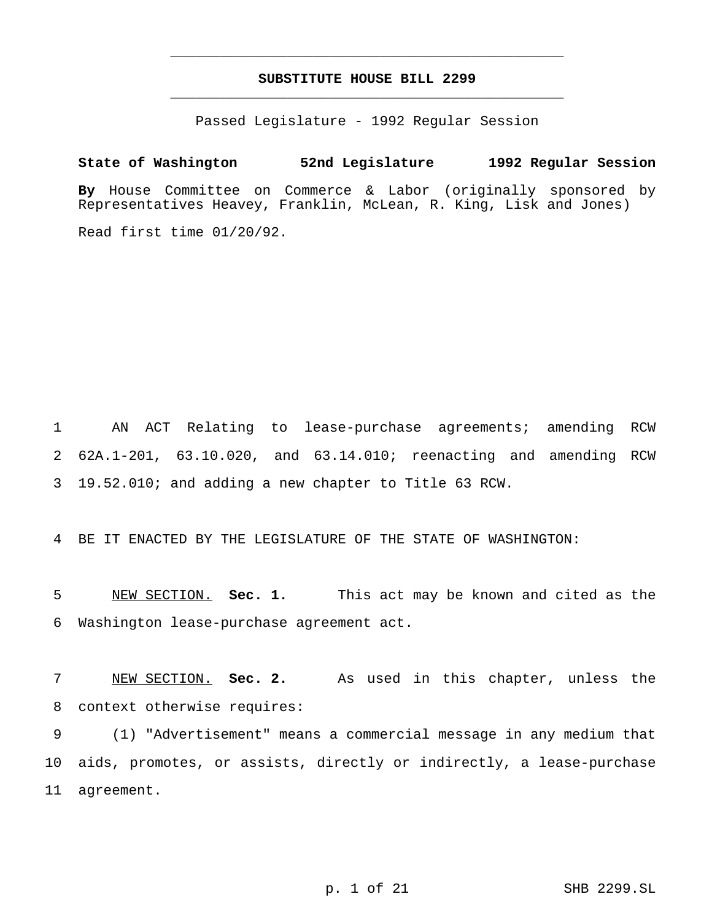# SUBSTITUTE HOUSE BILL 2299

Passed Legislature - 1992 Regular Session

**State of Washington 52nd Legislature 1992 Regular Session**

**By** House Committee on Commerce & Labor (originally sponsored by Representatives Heavey, Franklin, McLean, R. King, Lisk and Jones)

Read first time 01/20/92.

AN ACT Relating to lease-purchase agreements; amending RCW 62A.1-201, 63.10.020, and 63.14.010; reenacting and amending RCW 19.52.010; and adding a new chapter to Title 63 RCW.

BE IT ENACTED BY THE LEGISLATURE OF THE STATE OF WASHINGTON:

NEW SECTION. **Sec. 1.** This act may be known and cited as the Washington lease-purchase agreement act.

NEW SECTION. **Sec. 2.** As used in this chapter, unless the context otherwise requires:

(1) "Advertisement" means a commercial message in any medium that aids, promotes, or assists, directly or indirectly, a lease-purchase agreement.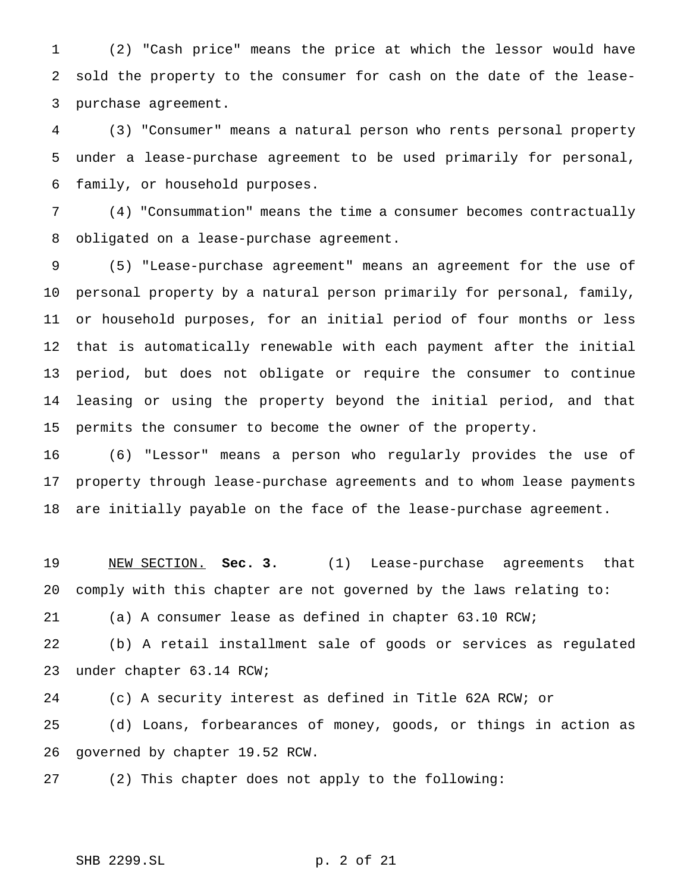(2) "Cash price" means the price at which the lessor would have sold the property to the consumer for cash on the date of the lease-purchase agreement.

(3) "Consumer" means a natural person who rents personal property under a lease-purchase agreement to be used primarily for personal, family, or household purposes.

(4) "Consummation" means the time a consumer becomes contractually obligated on a lease-purchase agreement.

(5) "Lease-purchase agreement" means an agreement for the use of personal property by a natural person primarily for personal, family, or household purposes, for an initial period of four months or less that is automatically renewable with each payment after the initial period, but does not obligate or require the consumer to continue leasing or using the property beyond the initial period, and that permits the consumer to become the owner of the property.

(6) "Lessor" means a person who regularly provides the use of property through lease-purchase agreements and to whom lease payments are initially payable on the face of the lease-purchase agreement.

NEW SECTION. **Sec. 3.** (1) Lease-purchase agreements that comply with this chapter are not governed by the laws relating to:

(a) A consumer lease as defined in chapter 63.10 RCW;

(b) A retail installment sale of goods or services as regulated under chapter 63.14 RCW;

(c) A security interest as defined in Title 62A RCW; or

(d) Loans, forbearances of money, goods, or things in action as governed by chapter 19.52 RCW.

(2) This chapter does not apply to the following: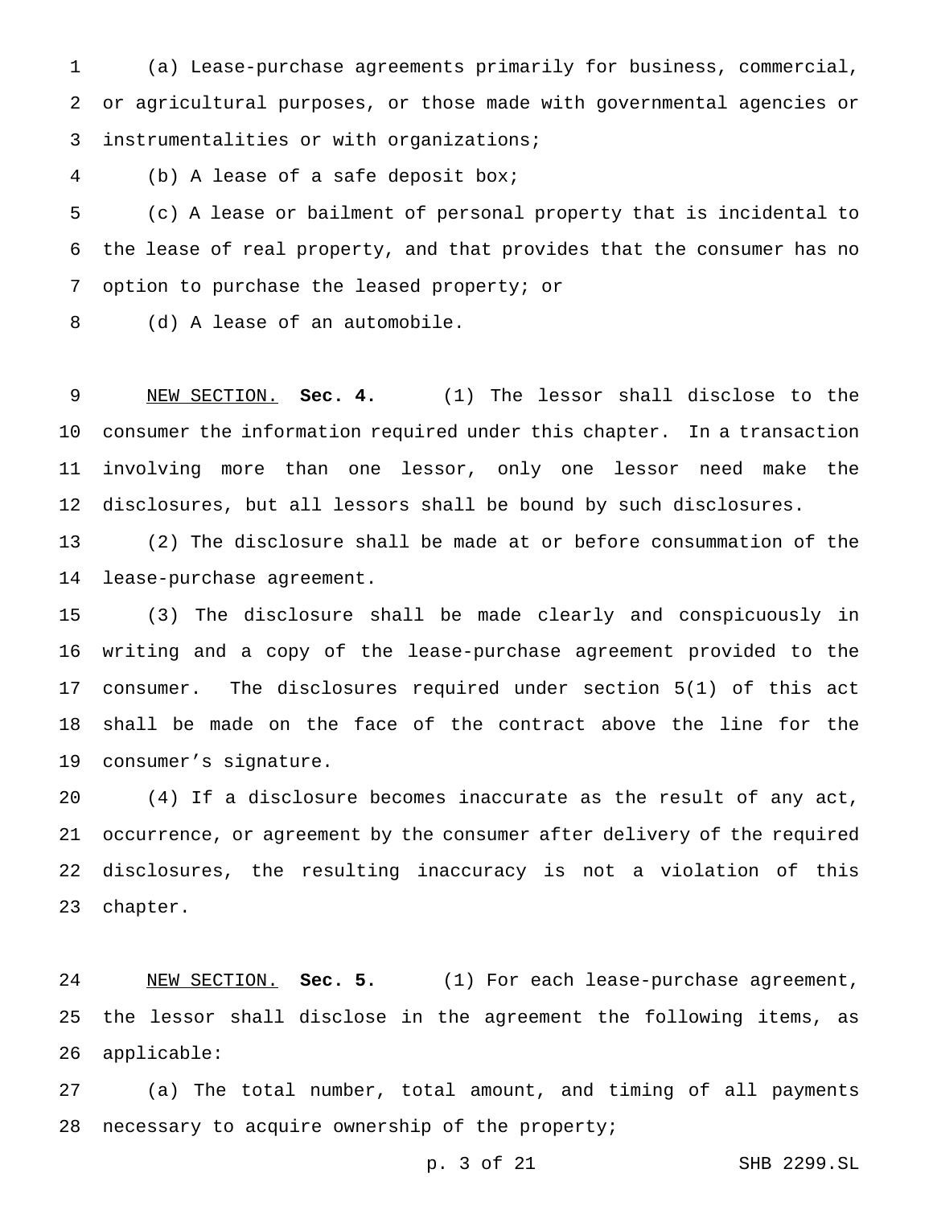(a) Lease-purchase agreements primarily for business, commercial, or agricultural purposes, or those made with governmental agencies or instrumentalities or with organizations;

(b) A lease of a safe deposit box;

(c) A lease or bailment of personal property that is incidental to the lease of real property, and that provides that the consumer has no option to purchase the leased property; or

(d) A lease of an automobile.

NEW SECTION. **Sec. 4.** (1) The lessor shall disclose to the consumer the information required under this chapter. In a transaction involving more than one lessor, only one lessor need make the disclosures, but all lessors shall be bound by such disclosures.

(2) The disclosure shall be made at or before consummation of the lease-purchase agreement.

(3) The disclosure shall be made clearly and conspicuously in writing and a copy of the lease-purchase agreement provided to the consumer. The disclosures required under section 5(1) of this act shall be made on the face of the contract above the line for the consumer's signature.

(4) If a disclosure becomes inaccurate as the result of any act, occurrence, or agreement by the consumer after delivery of the required disclosures, the resulting inaccuracy is not a violation of this chapter.

NEW SECTION. **Sec. 5.** (1) For each lease-purchase agreement, the lessor shall disclose in the agreement the following items, as applicable:

(a) The total number, total amount, and timing of all payments necessary to acquire ownership of the property;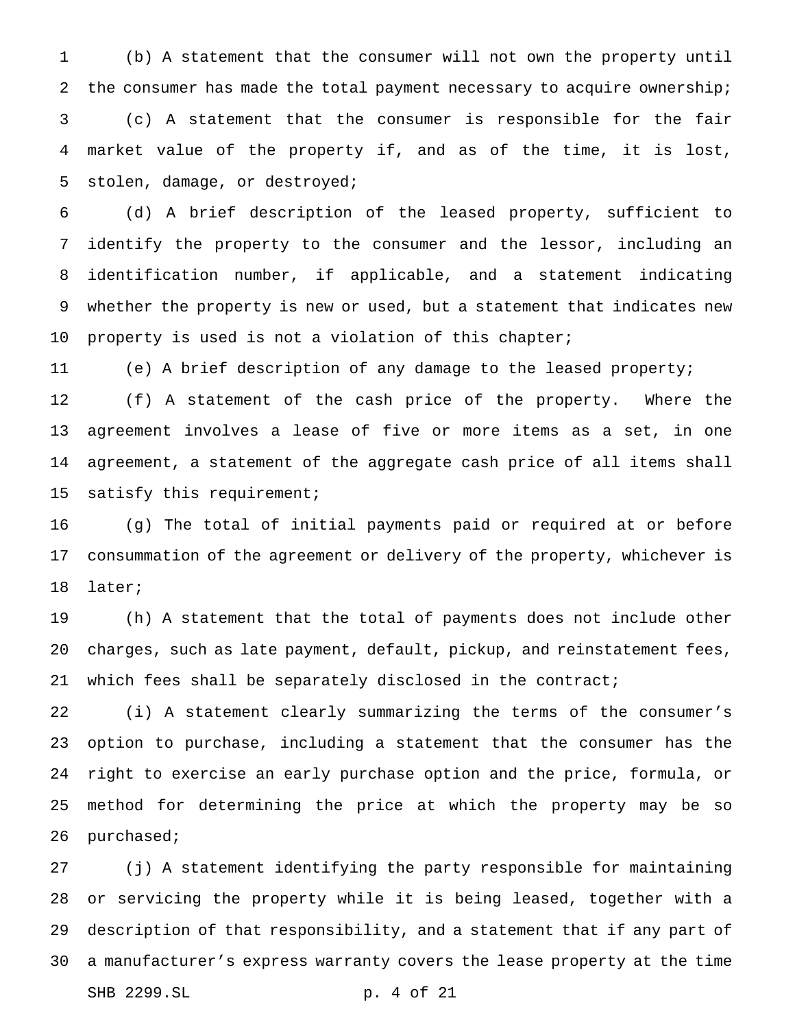(b) A statement that the consumer will not own the property until the consumer has made the total payment necessary to acquire ownership;

(c) A statement that the consumer is responsible for the fair market value of the property if, and as of the time, it is lost, stolen, damage, or destroyed;

(d) A brief description of the leased property, sufficient to identify the property to the consumer and the lessor, including an identification number, if applicable, and a statement indicating whether the property is new or used, but a statement that indicates new property is used is not a violation of this chapter;

(e) A brief description of any damage to the leased property;

(f) A statement of the cash price of the property. Where the agreement involves a lease of five or more items as a set, in one agreement, a statement of the aggregate cash price of all items shall satisfy this requirement;

(g) The total of initial payments paid or required at or before consummation of the agreement or delivery of the property, whichever is later;

(h) A statement that the total of payments does not include other charges, such as late payment, default, pickup, and reinstatement fees, which fees shall be separately disclosed in the contract;

(i) A statement clearly summarizing the terms of the consumer's option to purchase, including a statement that the consumer has the right to exercise an early purchase option and the price, formula, or method for determining the price at which the property may be so purchased;

(j) A statement identifying the party responsible for maintaining or servicing the property while it is being leased, together with a description of that responsibility, and a statement that if any part of a manufacturer's express warranty covers the lease property at the time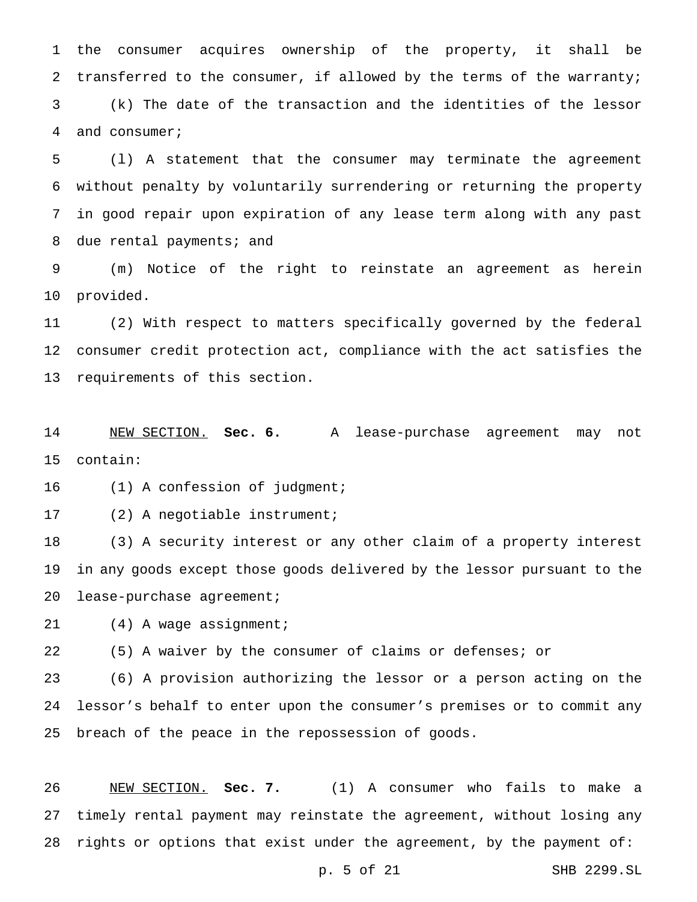the consumer acquires ownership of the property, it shall be transferred to the consumer, if allowed by the terms of the warranty;

(k) The date of the transaction and the identities of the lessor and consumer;

(l) A statement that the consumer may terminate the agreement without penalty by voluntarily surrendering or returning the property in good repair upon expiration of any lease term along with any past due rental payments; and

(m) Notice of the right to reinstate an agreement as herein provided.

(2) With respect to matters specifically governed by the federal consumer credit protection act, compliance with the act satisfies the requirements of this section.

NEW SECTION. **Sec. 6.** A lease-purchase agreement may not contain:

(1) A confession of judgment;

(2) A negotiable instrument;

(3) A security interest or any other claim of a property interest in any goods except those goods delivered by the lessor pursuant to the lease-purchase agreement;

(4) A wage assignment;

(5) A waiver by the consumer of claims or defenses; or

(6) A provision authorizing the lessor or a person acting on the lessor's behalf to enter upon the consumer's premises or to commit any breach of the peace in the repossession of goods.

NEW SECTION. **Sec. 7.** (1) A consumer who fails to make a timely rental payment may reinstate the agreement, without losing any rights or options that exist under the agreement, by the payment of: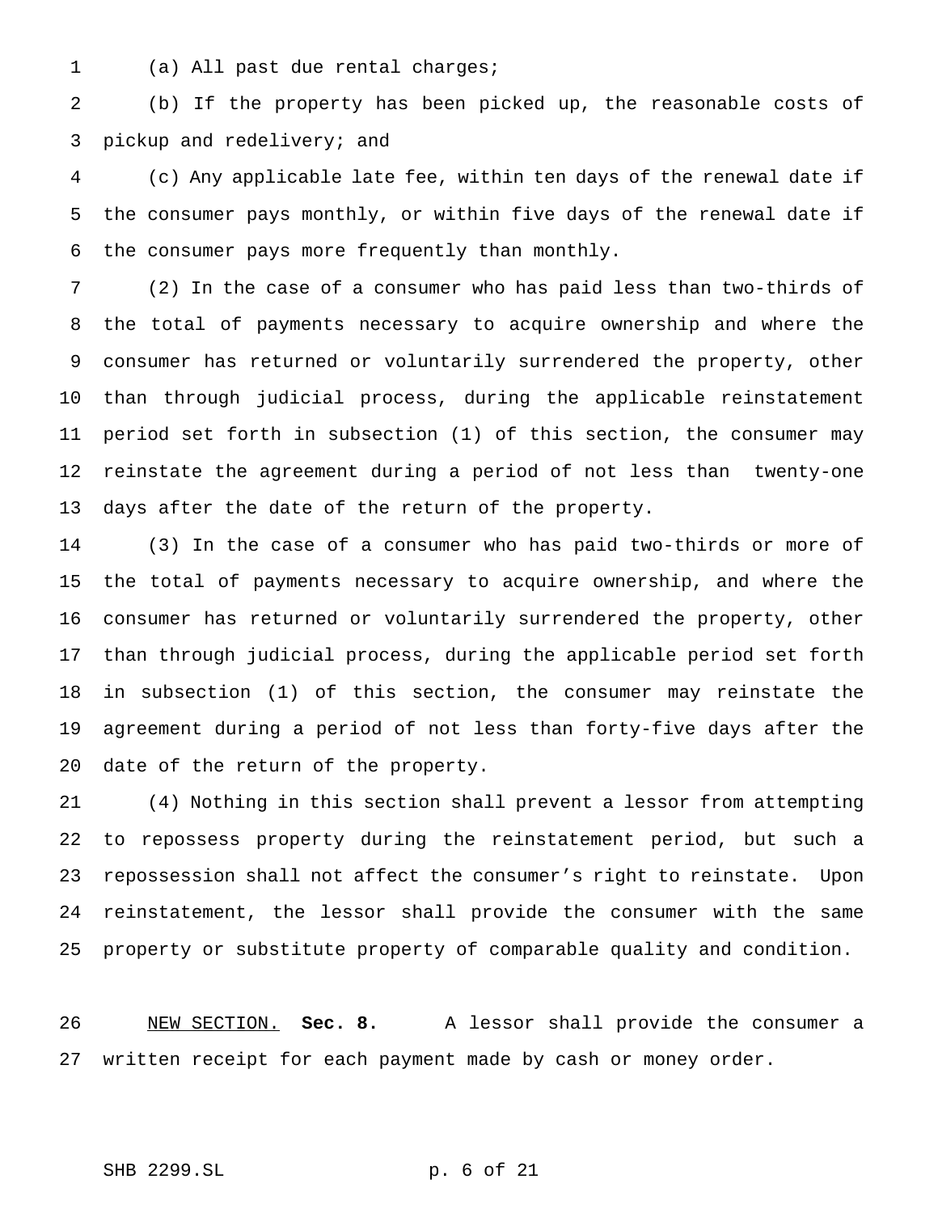(a) All past due rental charges;

(b) If the property has been picked up, the reasonable costs of pickup and redelivery; and

(c) Any applicable late fee, within ten days of the renewal date if the consumer pays monthly, or within five days of the renewal date if the consumer pays more frequently than monthly.

(2) In the case of a consumer who has paid less than two-thirds of the total of payments necessary to acquire ownership and where the consumer has returned or voluntarily surrendered the property, other than through judicial process, during the applicable reinstatement period set forth in subsection (1) of this section, the consumer may reinstate the agreement during a period of not less than twenty-one days after the date of the return of the property.

(3) In the case of a consumer who has paid two-thirds or more of the total of payments necessary to acquire ownership, and where the consumer has returned or voluntarily surrendered the property, other than through judicial process, during the applicable period set forth in subsection (1) of this section, the consumer may reinstate the agreement during a period of not less than forty-five days after the date of the return of the property.

(4) Nothing in this section shall prevent a lessor from attempting to repossess property during the reinstatement period, but such a repossession shall not affect the consumer's right to reinstate. Upon reinstatement, the lessor shall provide the consumer with the same property or substitute property of comparable quality and condition.

NEW SECTION. **Sec. 8.** A lessor shall provide the consumer a written receipt for each payment made by cash or money order.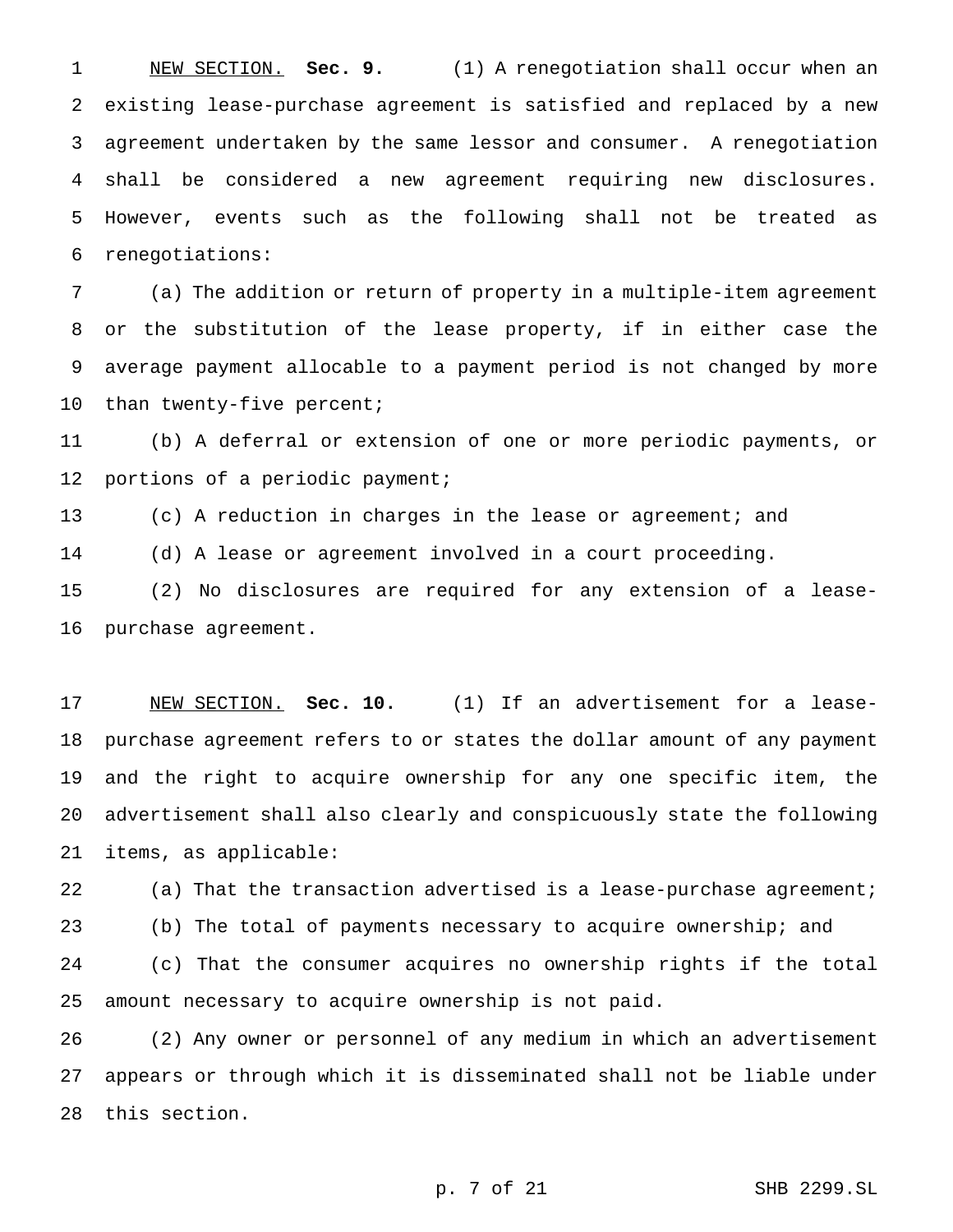NEW SECTION. **Sec. 9.** (1) A renegotiation shall occur when an existing lease-purchase agreement is satisfied and replaced by a new agreement undertaken by the same lessor and consumer. A renegotiation shall be considered a new agreement requiring new disclosures. However, events such as the following shall not be treated as renegotiations:

(a) The addition or return of property in a multiple-item agreement or the substitution of the lease property, if in either case the average payment allocable to a payment period is not changed by more than twenty-five percent;

(b) A deferral or extension of one or more periodic payments, or portions of a periodic payment;

(c) A reduction in charges in the lease or agreement; and

(d) A lease or agreement involved in a court proceeding.

(2) No disclosures are required for any extension of a lease-purchase agreement.

NEW SECTION. **Sec. 10.** (1) If an advertisement for a lease-purchase agreement refers to or states the dollar amount of any payment and the right to acquire ownership for any one specific item, the advertisement shall also clearly and conspicuously state the following items, as applicable:

(a) That the transaction advertised is a lease-purchase agreement;

(b) The total of payments necessary to acquire ownership; and

(c) That the consumer acquires no ownership rights if the total amount necessary to acquire ownership is not paid.

(2) Any owner or personnel of any medium in which an advertisement appears or through which it is disseminated shall not be liable under this section.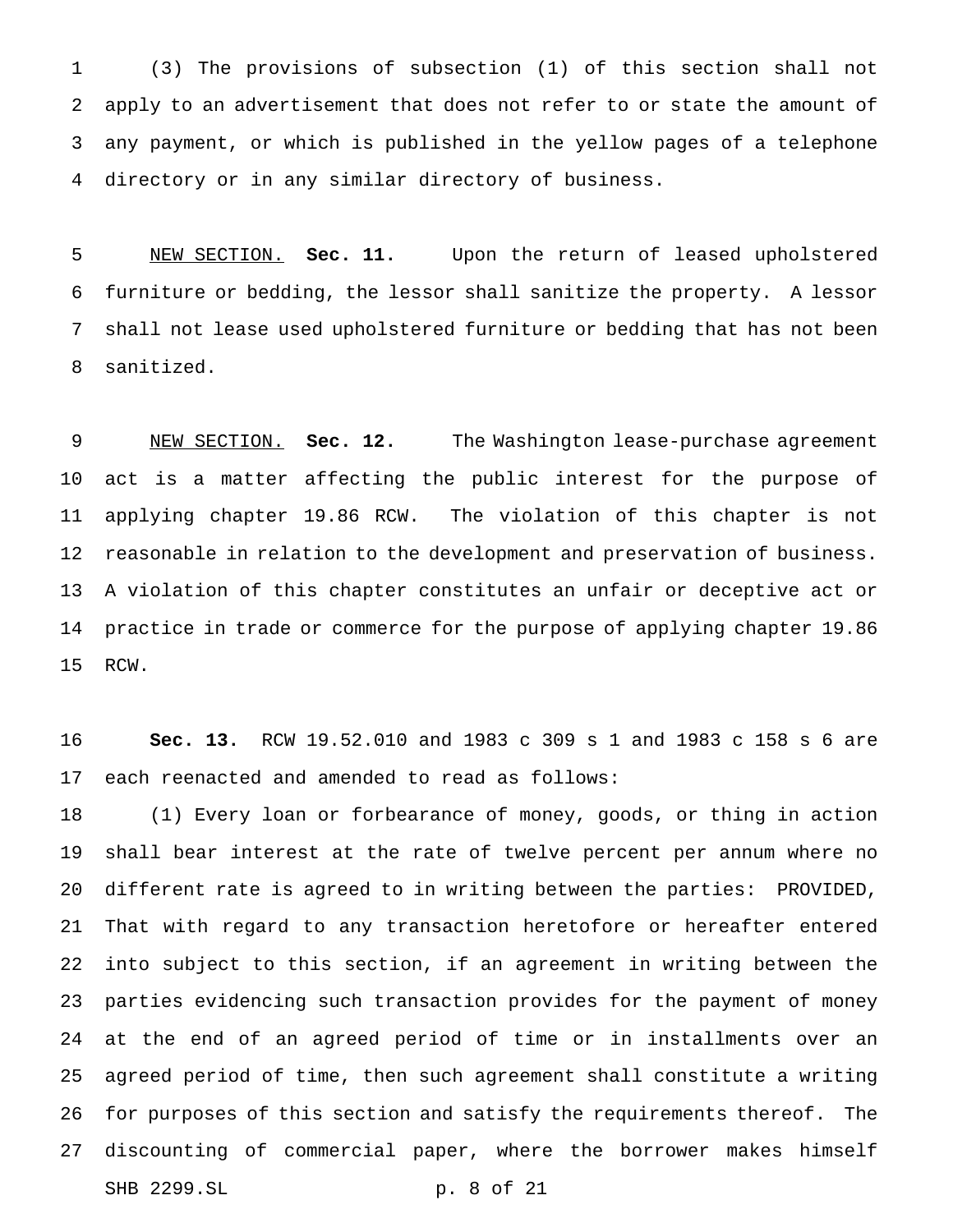(3) The provisions of subsection (1) of this section shall not apply to an advertisement that does not refer to or state the amount of any payment, or which is published in the yellow pages of a telephone directory or in any similar directory of business.

NEW SECTION. **Sec. 11.** Upon the return of leased upholstered furniture or bedding, the lessor shall sanitize the property. A lessor shall not lease used upholstered furniture or bedding that has not been sanitized.

NEW SECTION. **Sec. 12.** The Washington lease-purchase agreement act is a matter affecting the public interest for the purpose of applying chapter 19.86 RCW. The violation of this chapter is not reasonable in relation to the development and preservation of business. A violation of this chapter constitutes an unfair or deceptive act or practice in trade or commerce for the purpose of applying chapter 19.86 RCW.

**Sec. 13.** RCW 19.52.010 and 1983 c 309 s 1 and 1983 c 158 s 6 are each reenacted and amended to read as follows:

(1) Every loan or forbearance of money, goods, or thing in action shall bear interest at the rate of twelve percent per annum where no different rate is agreed to in writing between the parties: PROVIDED, That with regard to any transaction heretofore or hereafter entered into subject to this section, if an agreement in writing between the parties evidencing such transaction provides for the payment of money at the end of an agreed period of time or in installments over an agreed period of time, then such agreement shall constitute a writing for purposes of this section and satisfy the requirements thereof. The discounting of commercial paper, where the borrower makes himself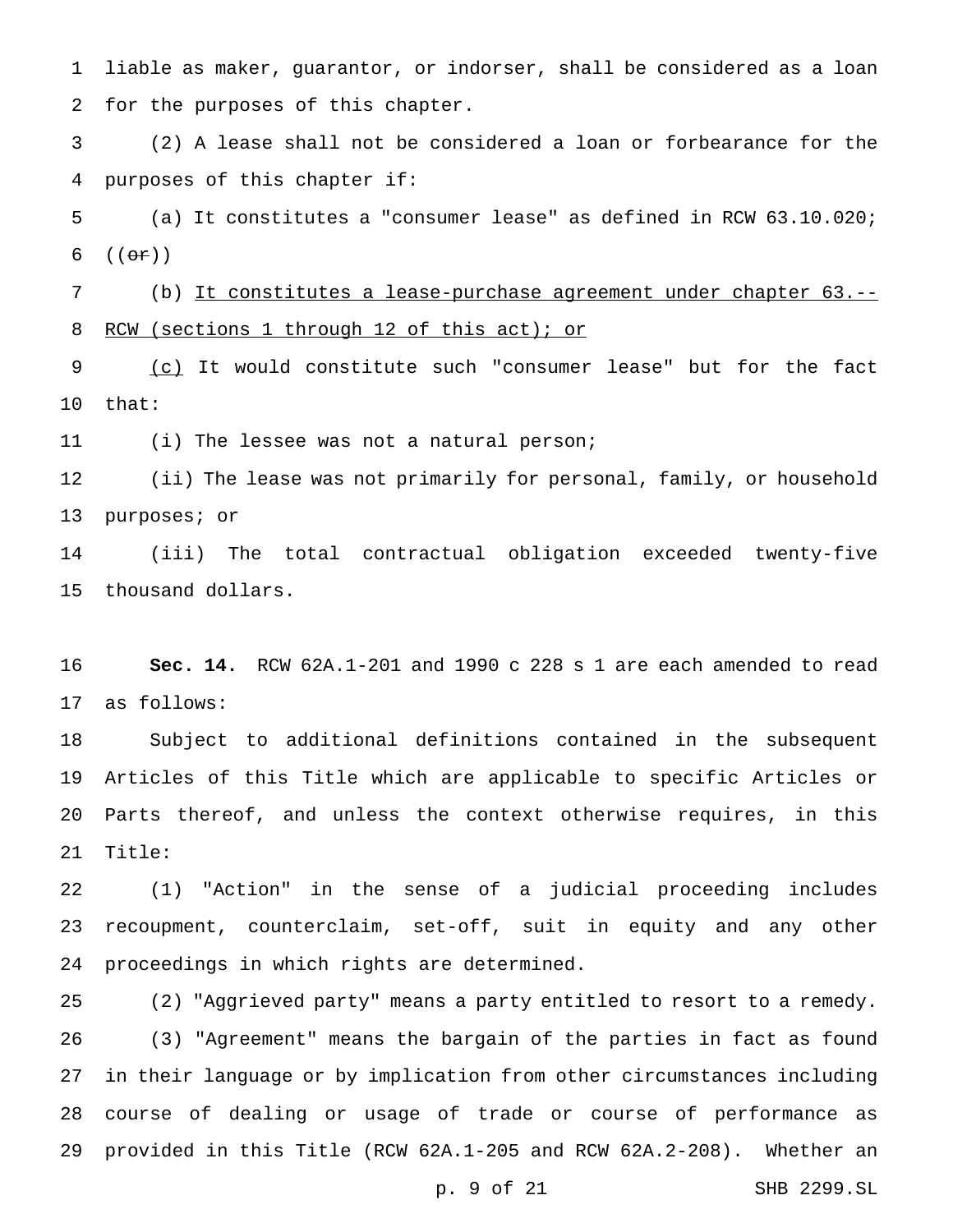liable as maker, guarantor, or indorser, shall be considered as a loan for the purposes of this chapter.

(2) A lease shall not be considered a loan or forbearance for the purposes of this chapter if:

(a) It constitutes a "consumer lease" as defined in RCW 63.10.020; ((~~or~~))

(b) <u>It constitutes a lease-purchase agreement under chapter 63.-- RCW (sections 1 through 12 of this act); or</u>

<u>(c)</u> It would constitute such "consumer lease" but for the fact that:

(i) The lessee was not a natural person;

(ii) The lease was not primarily for personal, family, or household purposes; or

(iii) The total contractual obligation exceeded twenty-five thousand dollars.

**Sec. 14.** RCW 62A.1-201 and 1990 c 228 s 1 are each amended to read as follows:

Subject to additional definitions contained in the subsequent Articles of this Title which are applicable to specific Articles or Parts thereof, and unless the context otherwise requires, in this Title:

(1) "Action" in the sense of a judicial proceeding includes recoupment, counterclaim, set-off, suit in equity and any other proceedings in which rights are determined.

(2) "Aggrieved party" means a party entitled to resort to a remedy.

(3) "Agreement" means the bargain of the parties in fact as found in their language or by implication from other circumstances including course of dealing or usage of trade or course of performance as provided in this Title (RCW 62A.1-205 and RCW 62A.2-208). Whether an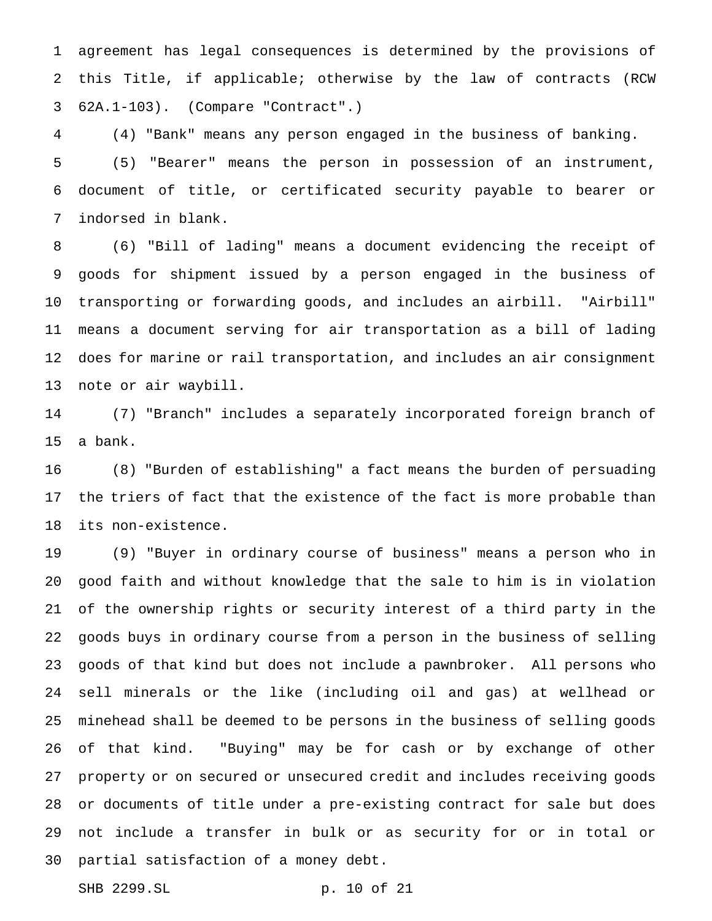agreement has legal consequences is determined by the provisions of this Title, if applicable; otherwise by the law of contracts (RCW 62A.1-103). (Compare "Contract".)

(4) "Bank" means any person engaged in the business of banking.

(5) "Bearer" means the person in possession of an instrument, document of title, or certificated security payable to bearer or indorsed in blank.

(6) "Bill of lading" means a document evidencing the receipt of goods for shipment issued by a person engaged in the business of transporting or forwarding goods, and includes an airbill. "Airbill" means a document serving for air transportation as a bill of lading does for marine or rail transportation, and includes an air consignment note or air waybill.

(7) "Branch" includes a separately incorporated foreign branch of a bank.

(8) "Burden of establishing" a fact means the burden of persuading the triers of fact that the existence of the fact is more probable than its non-existence.

(9) "Buyer in ordinary course of business" means a person who in good faith and without knowledge that the sale to him is in violation of the ownership rights or security interest of a third party in the goods buys in ordinary course from a person in the business of selling goods of that kind but does not include a pawnbroker. All persons who sell minerals or the like (including oil and gas) at wellhead or minehead shall be deemed to be persons in the business of selling goods of that kind. "Buying" may be for cash or by exchange of other property or on secured or unsecured credit and includes receiving goods or documents of title under a pre-existing contract for sale but does not include a transfer in bulk or as security for or in total or partial satisfaction of a money debt.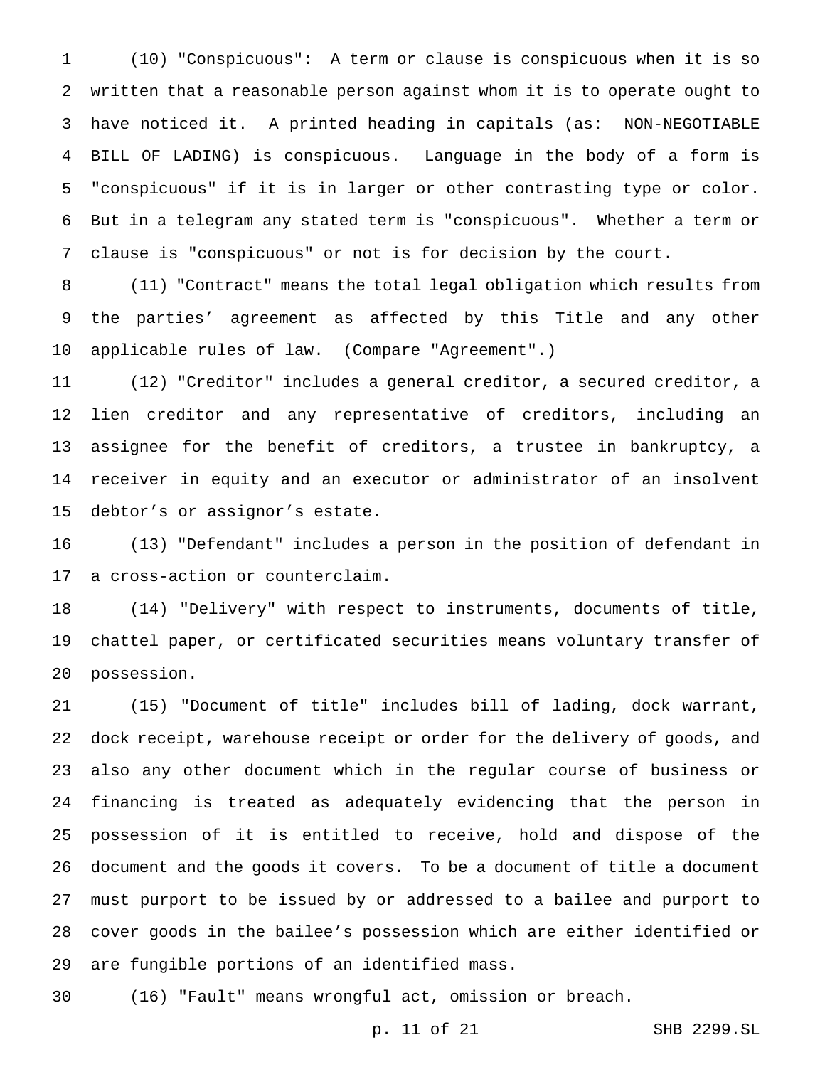(10) "Conspicuous": A term or clause is conspicuous when it is so written that a reasonable person against whom it is to operate ought to have noticed it. A printed heading in capitals (as: NON-NEGOTIABLE BILL OF LADING) is conspicuous. Language in the body of a form is "conspicuous" if it is in larger or other contrasting type or color. But in a telegram any stated term is "conspicuous". Whether a term or clause is "conspicuous" or not is for decision by the court.

(11) "Contract" means the total legal obligation which results from the parties' agreement as affected by this Title and any other applicable rules of law. (Compare "Agreement".)

(12) "Creditor" includes a general creditor, a secured creditor, a lien creditor and any representative of creditors, including an assignee for the benefit of creditors, a trustee in bankruptcy, a receiver in equity and an executor or administrator of an insolvent debtor's or assignor's estate.

(13) "Defendant" includes a person in the position of defendant in a cross-action or counterclaim.

(14) "Delivery" with respect to instruments, documents of title, chattel paper, or certificated securities means voluntary transfer of possession.

(15) "Document of title" includes bill of lading, dock warrant, dock receipt, warehouse receipt or order for the delivery of goods, and also any other document which in the regular course of business or financing is treated as adequately evidencing that the person in possession of it is entitled to receive, hold and dispose of the document and the goods it covers. To be a document of title a document must purport to be issued by or addressed to a bailee and purport to cover goods in the bailee's possession which are either identified or are fungible portions of an identified mass.

(16) "Fault" means wrongful act, omission or breach.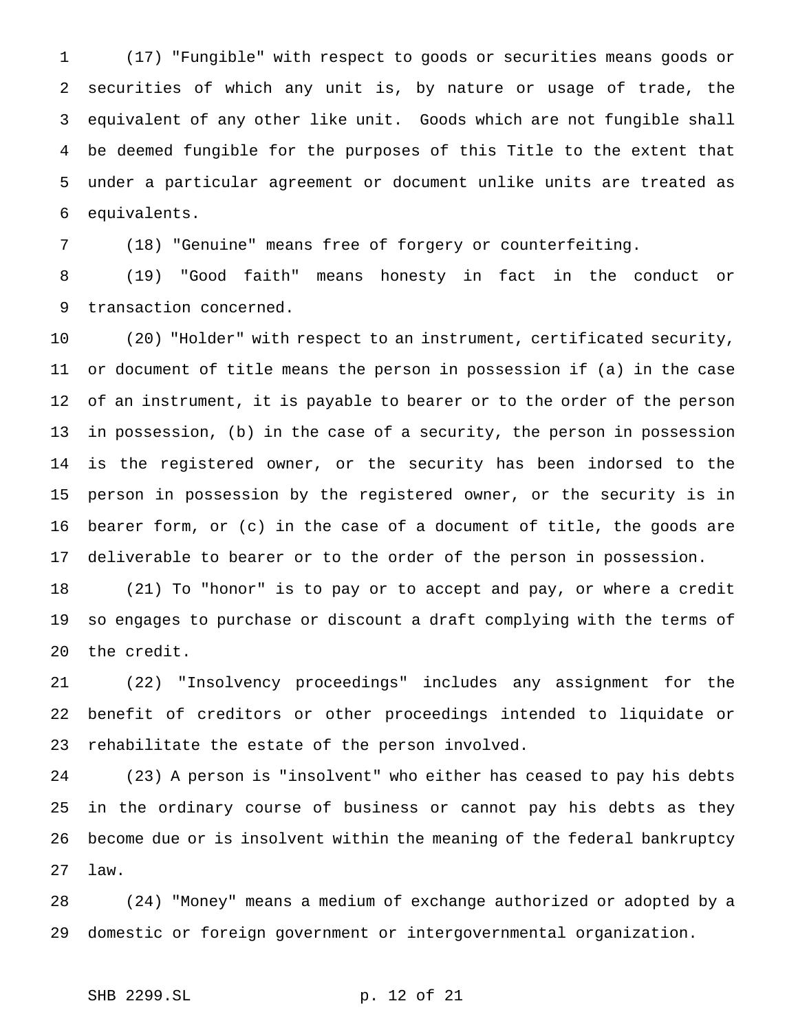(17) "Fungible" with respect to goods or securities means goods or securities of which any unit is, by nature or usage of trade, the equivalent of any other like unit. Goods which are not fungible shall be deemed fungible for the purposes of this Title to the extent that under a particular agreement or document unlike units are treated as equivalents.

(18) "Genuine" means free of forgery or counterfeiting.

(19) "Good faith" means honesty in fact in the conduct or transaction concerned.

(20) "Holder" with respect to an instrument, certificated security, or document of title means the person in possession if (a) in the case of an instrument, it is payable to bearer or to the order of the person in possession, (b) in the case of a security, the person in possession is the registered owner, or the security has been indorsed to the person in possession by the registered owner, or the security is in bearer form, or (c) in the case of a document of title, the goods are deliverable to bearer or to the order of the person in possession.

(21) To "honor" is to pay or to accept and pay, or where a credit so engages to purchase or discount a draft complying with the terms of the credit.

(22) "Insolvency proceedings" includes any assignment for the benefit of creditors or other proceedings intended to liquidate or rehabilitate the estate of the person involved.

(23) A person is "insolvent" who either has ceased to pay his debts in the ordinary course of business or cannot pay his debts as they become due or is insolvent within the meaning of the federal bankruptcy law.

(24) "Money" means a medium of exchange authorized or adopted by a domestic or foreign government or intergovernmental organization.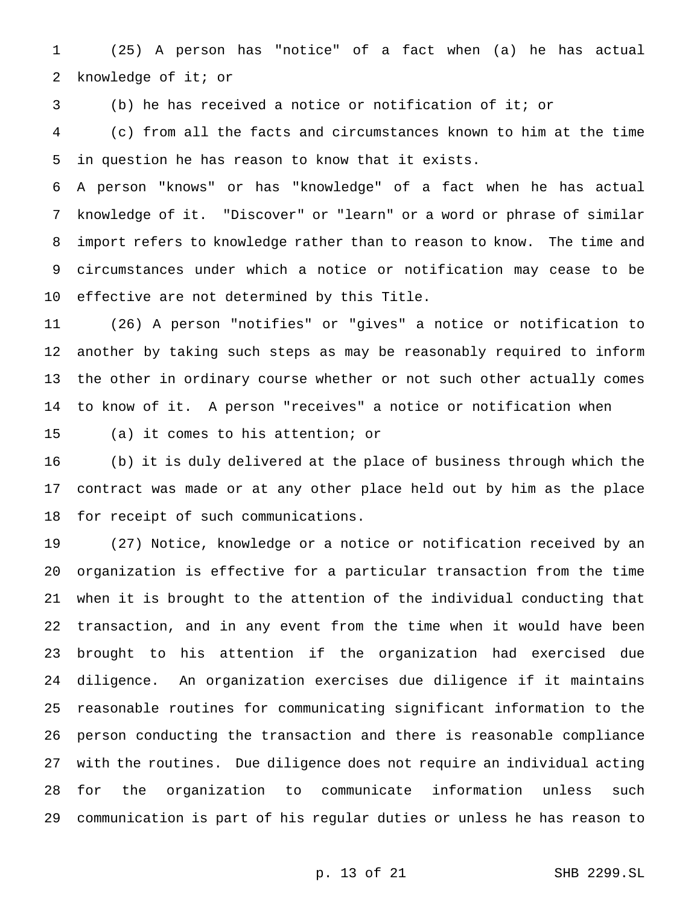(25) A person has "notice" of a fact when (a) he has actual knowledge of it; or

(b) he has received a notice or notification of it; or

(c) from all the facts and circumstances known to him at the time in question he has reason to know that it exists.

A person "knows" or has "knowledge" of a fact when he has actual knowledge of it. "Discover" or "learn" or a word or phrase of similar import refers to knowledge rather than to reason to know. The time and circumstances under which a notice or notification may cease to be effective are not determined by this Title.

(26) A person "notifies" or "gives" a notice or notification to another by taking such steps as may be reasonably required to inform the other in ordinary course whether or not such other actually comes to know of it. A person "receives" a notice or notification when

(a) it comes to his attention; or

(b) it is duly delivered at the place of business through which the contract was made or at any other place held out by him as the place for receipt of such communications.

(27) Notice, knowledge or a notice or notification received by an organization is effective for a particular transaction from the time when it is brought to the attention of the individual conducting that transaction, and in any event from the time when it would have been brought to his attention if the organization had exercised due diligence. An organization exercises due diligence if it maintains reasonable routines for communicating significant information to the person conducting the transaction and there is reasonable compliance with the routines. Due diligence does not require an individual acting for the organization to communicate information unless such communication is part of his regular duties or unless he has reason to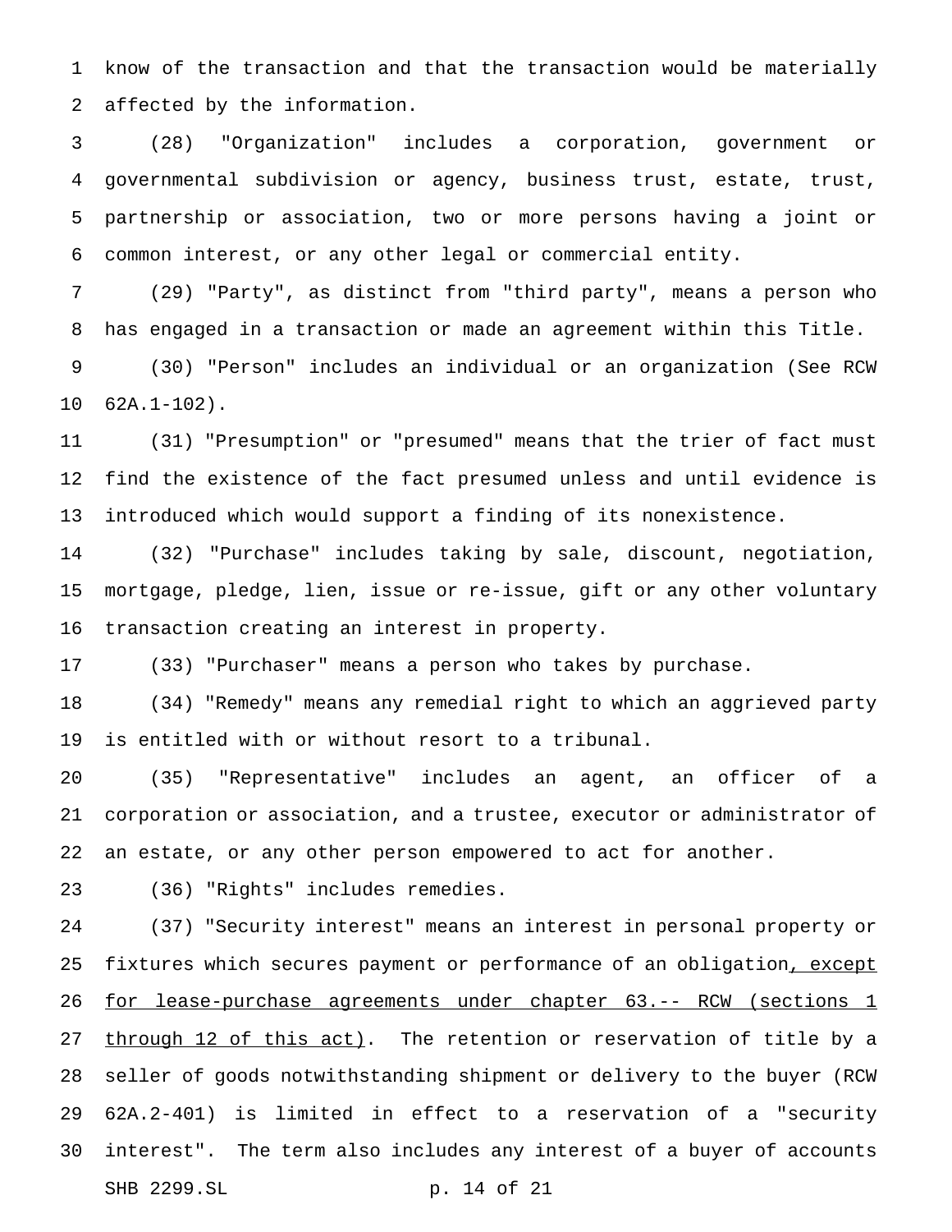know of the transaction and that the transaction would be materially affected by the information.

(28) "Organization" includes a corporation, government or governmental subdivision or agency, business trust, estate, trust, partnership or association, two or more persons having a joint or common interest, or any other legal or commercial entity.

(29) "Party", as distinct from "third party", means a person who has engaged in a transaction or made an agreement within this Title.

(30) "Person" includes an individual or an organization (See RCW 62A.1-102).

(31) "Presumption" or "presumed" means that the trier of fact must find the existence of the fact presumed unless and until evidence is introduced which would support a finding of its nonexistence.

(32) "Purchase" includes taking by sale, discount, negotiation, mortgage, pledge, lien, issue or re-issue, gift or any other voluntary transaction creating an interest in property.

(33) "Purchaser" means a person who takes by purchase.

(34) "Remedy" means any remedial right to which an aggrieved party is entitled with or without resort to a tribunal.

(35) "Representative" includes an agent, an officer of a corporation or association, and a trustee, executor or administrator of an estate, or any other person empowered to act for another.

(36) "Rights" includes remedies.

(37) "Security interest" means an interest in personal property or fixtures which secures payment or performance of an obligation<u>, except for lease-purchase agreements under chapter 63.-- RCW (sections 1 through 12 of this act)</u>. The retention or reservation of title by a seller of goods notwithstanding shipment or delivery to the buyer (RCW 62A.2-401) is limited in effect to a reservation of a "security interest". The term also includes any interest of a buyer of accounts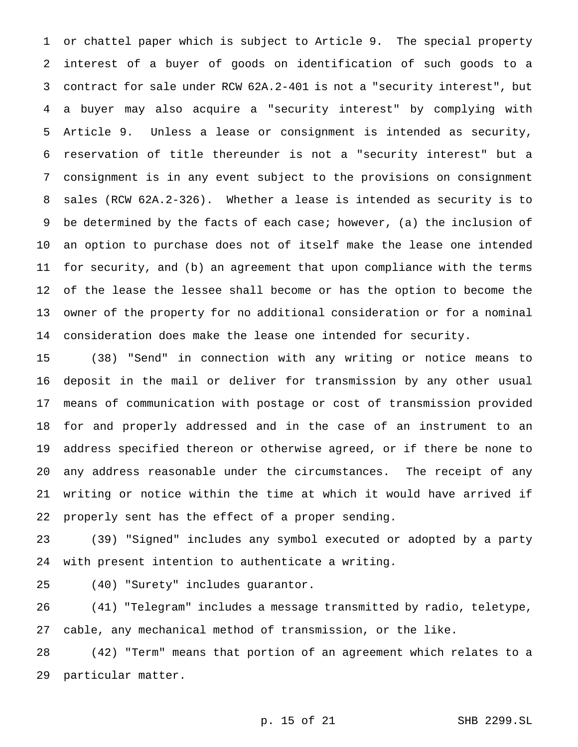or chattel paper which is subject to Article 9. The special property interest of a buyer of goods on identification of such goods to a contract for sale under RCW 62A.2-401 is not a "security interest", but a buyer may also acquire a "security interest" by complying with Article 9. Unless a lease or consignment is intended as security, reservation of title thereunder is not a "security interest" but a consignment is in any event subject to the provisions on consignment sales (RCW 62A.2-326). Whether a lease is intended as security is to be determined by the facts of each case; however, (a) the inclusion of an option to purchase does not of itself make the lease one intended for security, and (b) an agreement that upon compliance with the terms of the lease the lessee shall become or has the option to become the owner of the property for no additional consideration or for a nominal consideration does make the lease one intended for security.

(38) "Send" in connection with any writing or notice means to deposit in the mail or deliver for transmission by any other usual means of communication with postage or cost of transmission provided for and properly addressed and in the case of an instrument to an address specified thereon or otherwise agreed, or if there be none to any address reasonable under the circumstances. The receipt of any writing or notice within the time at which it would have arrived if properly sent has the effect of a proper sending.

(39) "Signed" includes any symbol executed or adopted by a party with present intention to authenticate a writing.

(40) "Surety" includes guarantor.

(41) "Telegram" includes a message transmitted by radio, teletype, cable, any mechanical method of transmission, or the like.

(42) "Term" means that portion of an agreement which relates to a particular matter.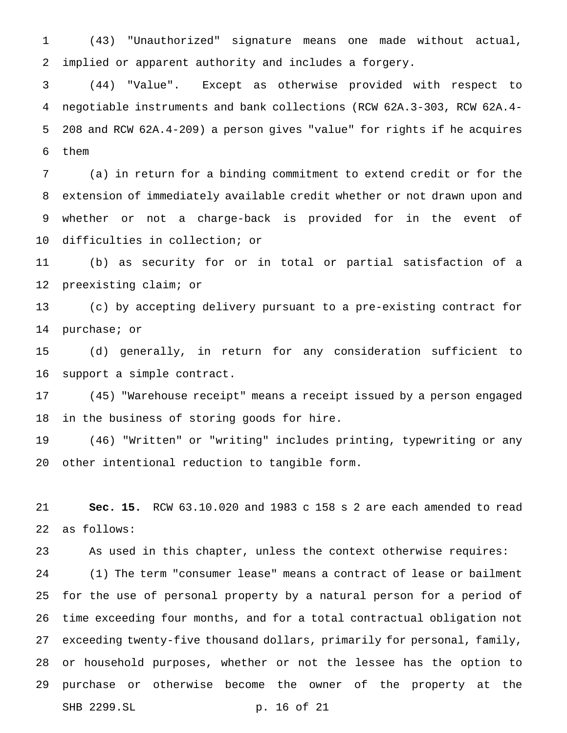(43) "Unauthorized" signature means one made without actual, implied or apparent authority and includes a forgery.

(44) "Value". Except as otherwise provided with respect to negotiable instruments and bank collections (RCW 62A.3-303, RCW 62A.4-208 and RCW 62A.4-209) a person gives "value" for rights if he acquires them

(a) in return for a binding commitment to extend credit or for the extension of immediately available credit whether or not drawn upon and whether or not a charge-back is provided for in the event of difficulties in collection; or

(b) as security for or in total or partial satisfaction of a preexisting claim; or

(c) by accepting delivery pursuant to a pre-existing contract for purchase; or

(d) generally, in return for any consideration sufficient to support a simple contract.

(45) "Warehouse receipt" means a receipt issued by a person engaged in the business of storing goods for hire.

(46) "Written" or "writing" includes printing, typewriting or any other intentional reduction to tangible form.

**Sec. 15.** RCW 63.10.020 and 1983 c 158 s 2 are each amended to read as follows:

As used in this chapter, unless the context otherwise requires:

(1) The term "consumer lease" means a contract of lease or bailment for the use of personal property by a natural person for a period of time exceeding four months, and for a total contractual obligation not exceeding twenty-five thousand dollars, primarily for personal, family, or household purposes, whether or not the lessee has the option to purchase or otherwise become the owner of the property at the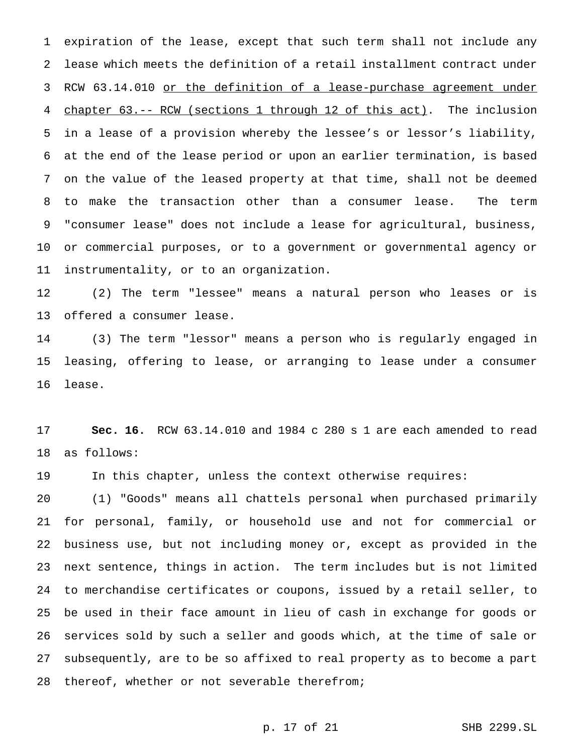expiration of the lease, except that such term shall not include any lease which meets the definition of a retail installment contract under RCW 63.14.010 <u>or the definition of a lease-purchase agreement under chapter 63.-- RCW (sections 1 through 12 of this act)</u>. The inclusion in a lease of a provision whereby the lessee's or lessor's liability, at the end of the lease period or upon an earlier termination, is based on the value of the leased property at that time, shall not be deemed to make the transaction other than a consumer lease. The term "consumer lease" does not include a lease for agricultural, business, or commercial purposes, or to a government or governmental agency or instrumentality, or to an organization.

(2) The term "lessee" means a natural person who leases or is offered a consumer lease.

(3) The term "lessor" means a person who is regularly engaged in leasing, offering to lease, or arranging to lease under a consumer lease.

**Sec. 16.** RCW 63.14.010 and 1984 c 280 s 1 are each amended to read as follows:

In this chapter, unless the context otherwise requires:

(1) "Goods" means all chattels personal when purchased primarily for personal, family, or household use and not for commercial or business use, but not including money or, except as provided in the next sentence, things in action. The term includes but is not limited to merchandise certificates or coupons, issued by a retail seller, to be used in their face amount in lieu of cash in exchange for goods or services sold by such a seller and goods which, at the time of sale or subsequently, are to be so affixed to real property as to become a part thereof, whether or not severable therefrom;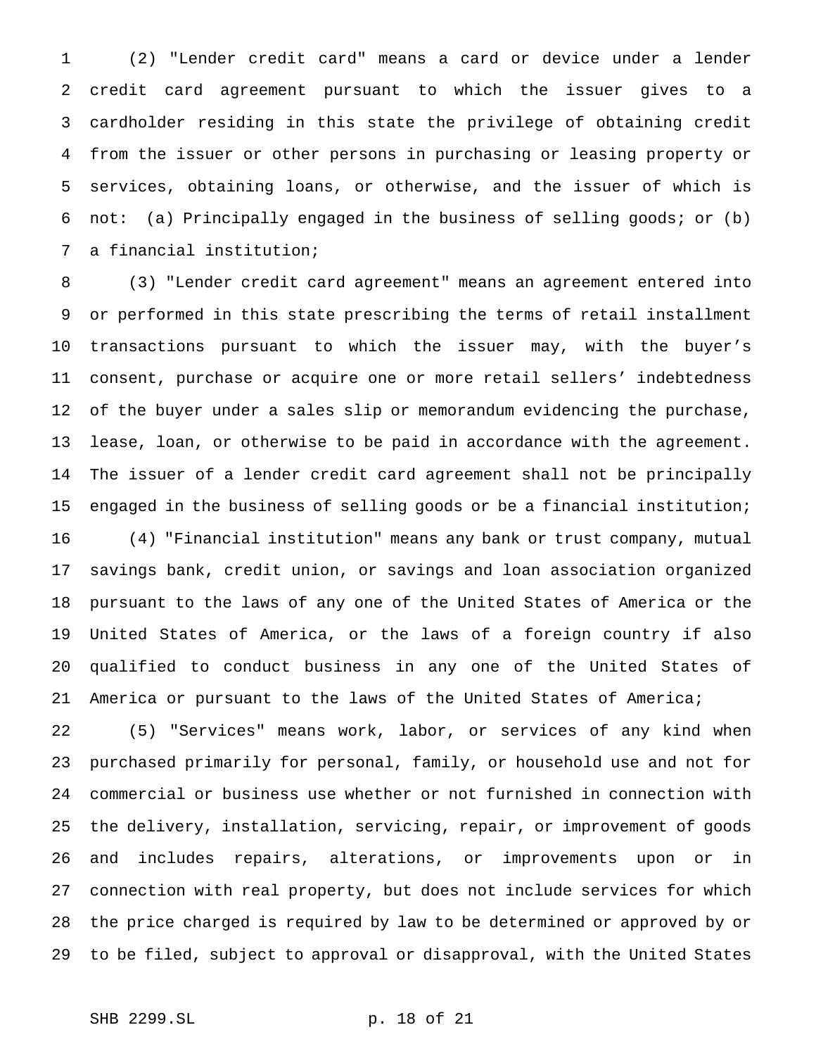(2) "Lender credit card" means a card or device under a lender credit card agreement pursuant to which the issuer gives to a cardholder residing in this state the privilege of obtaining credit from the issuer or other persons in purchasing or leasing property or services, obtaining loans, or otherwise, and the issuer of which is not: (a) Principally engaged in the business of selling goods; or (b) a financial institution;

(3) "Lender credit card agreement" means an agreement entered into or performed in this state prescribing the terms of retail installment transactions pursuant to which the issuer may, with the buyer's consent, purchase or acquire one or more retail sellers' indebtedness of the buyer under a sales slip or memorandum evidencing the purchase, lease, loan, or otherwise to be paid in accordance with the agreement. The issuer of a lender credit card agreement shall not be principally engaged in the business of selling goods or be a financial institution;

(4) "Financial institution" means any bank or trust company, mutual savings bank, credit union, or savings and loan association organized pursuant to the laws of any one of the United States of America or the United States of America, or the laws of a foreign country if also qualified to conduct business in any one of the United States of America or pursuant to the laws of the United States of America;

(5) "Services" means work, labor, or services of any kind when purchased primarily for personal, family, or household use and not for commercial or business use whether or not furnished in connection with the delivery, installation, servicing, repair, or improvement of goods and includes repairs, alterations, or improvements upon or in connection with real property, but does not include services for which the price charged is required by law to be determined or approved by or to be filed, subject to approval or disapproval, with the United States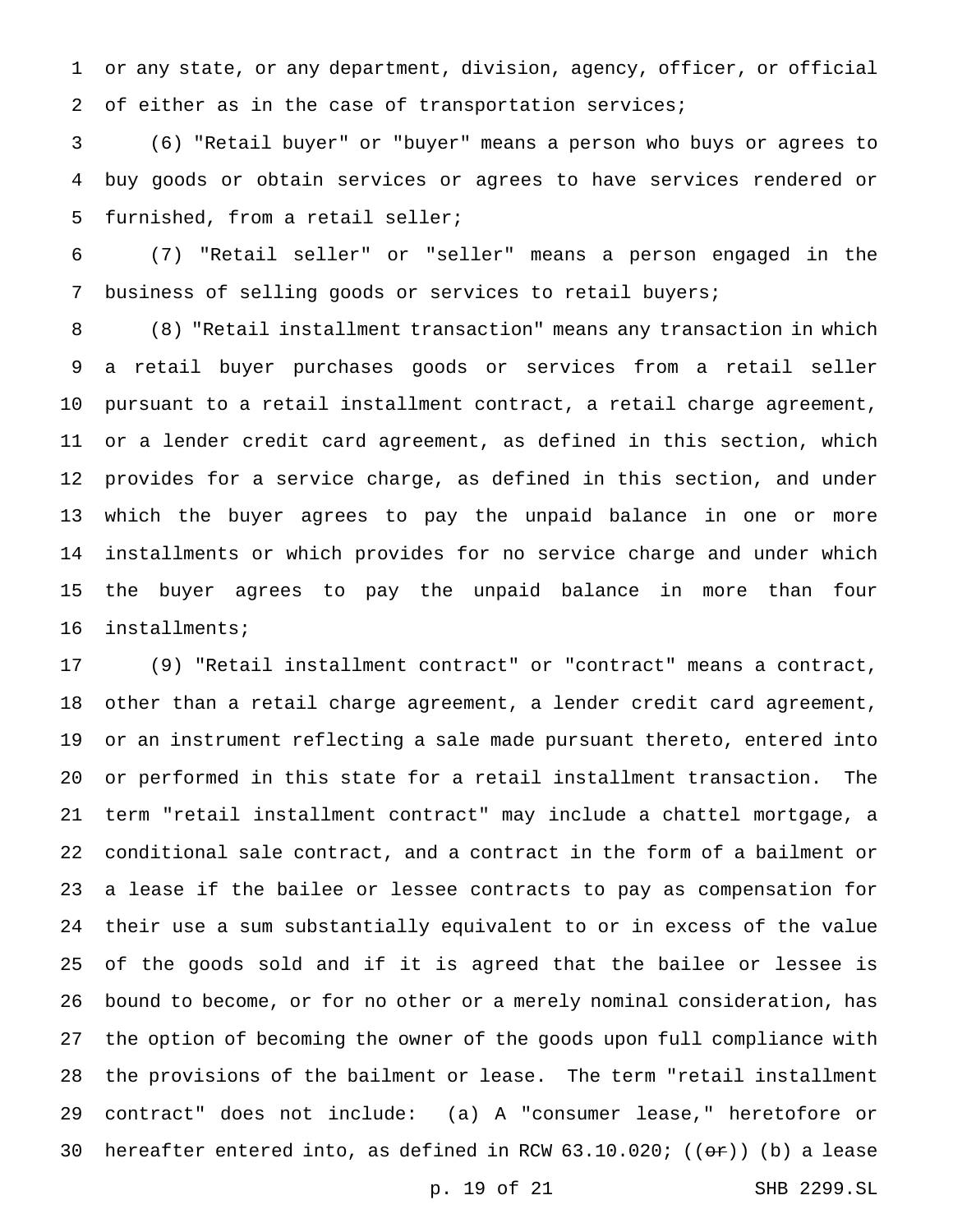or any state, or any department, division, agency, officer, or official of either as in the case of transportation services;

(6) "Retail buyer" or "buyer" means a person who buys or agrees to buy goods or obtain services or agrees to have services rendered or furnished, from a retail seller;

(7) "Retail seller" or "seller" means a person engaged in the business of selling goods or services to retail buyers;

(8) "Retail installment transaction" means any transaction in which a retail buyer purchases goods or services from a retail seller pursuant to a retail installment contract, a retail charge agreement, or a lender credit card agreement, as defined in this section, which provides for a service charge, as defined in this section, and under which the buyer agrees to pay the unpaid balance in one or more installments or which provides for no service charge and under which the buyer agrees to pay the unpaid balance in more than four installments;

(9) "Retail installment contract" or "contract" means a contract, other than a retail charge agreement, a lender credit card agreement, or an instrument reflecting a sale made pursuant thereto, entered into or performed in this state for a retail installment transaction. The term "retail installment contract" may include a chattel mortgage, a conditional sale contract, and a contract in the form of a bailment or a lease if the bailee or lessee contracts to pay as compensation for their use a sum substantially equivalent to or in excess of the value of the goods sold and if it is agreed that the bailee or lessee is bound to become, or for no other or a merely nominal consideration, has the option of becoming the owner of the goods upon full compliance with the provisions of the bailment or lease. The term "retail installment contract" does not include: (a) A "consumer lease," heretofore or hereafter entered into, as defined in RCW 63.10.020; ((~~or~~)) (b) a lease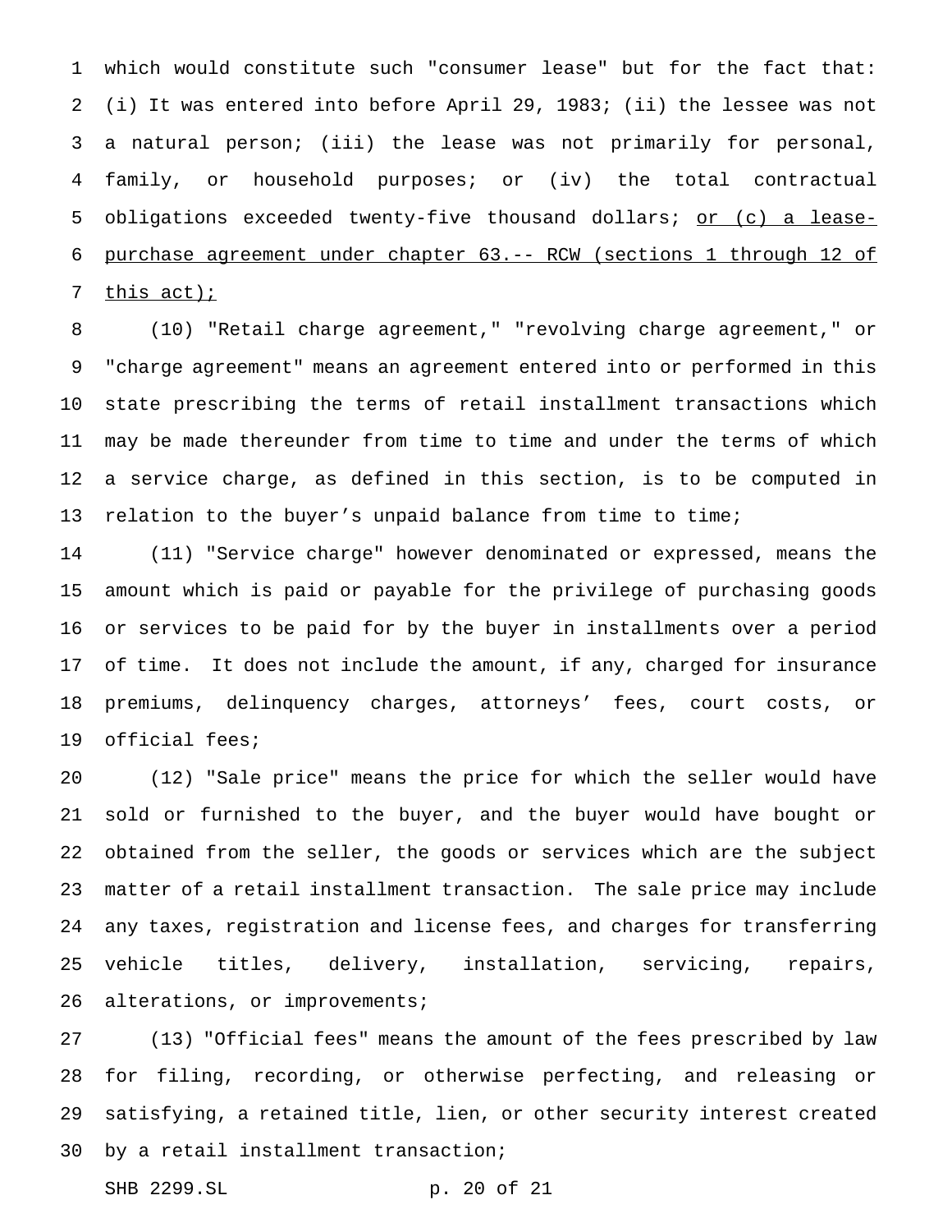which would constitute such "consumer lease" but for the fact that: (i) It was entered into before April 29, 1983; (ii) the lessee was not a natural person; (iii) the lease was not primarily for personal, family, or household purposes; or (iv) the total contractual obligations exceeded twenty-five thousand dollars; <u>or (c) a lease-purchase agreement under chapter 63.-- RCW (sections 1 through 12 of this act);</u>

(10) "Retail charge agreement," "revolving charge agreement," or "charge agreement" means an agreement entered into or performed in this state prescribing the terms of retail installment transactions which may be made thereunder from time to time and under the terms of which a service charge, as defined in this section, is to be computed in relation to the buyer's unpaid balance from time to time;

(11) "Service charge" however denominated or expressed, means the amount which is paid or payable for the privilege of purchasing goods or services to be paid for by the buyer in installments over a period of time. It does not include the amount, if any, charged for insurance premiums, delinquency charges, attorneys' fees, court costs, or official fees;

(12) "Sale price" means the price for which the seller would have sold or furnished to the buyer, and the buyer would have bought or obtained from the seller, the goods or services which are the subject matter of a retail installment transaction. The sale price may include any taxes, registration and license fees, and charges for transferring vehicle titles, delivery, installation, servicing, repairs, alterations, or improvements;

(13) "Official fees" means the amount of the fees prescribed by law for filing, recording, or otherwise perfecting, and releasing or satisfying, a retained title, lien, or other security interest created by a retail installment transaction;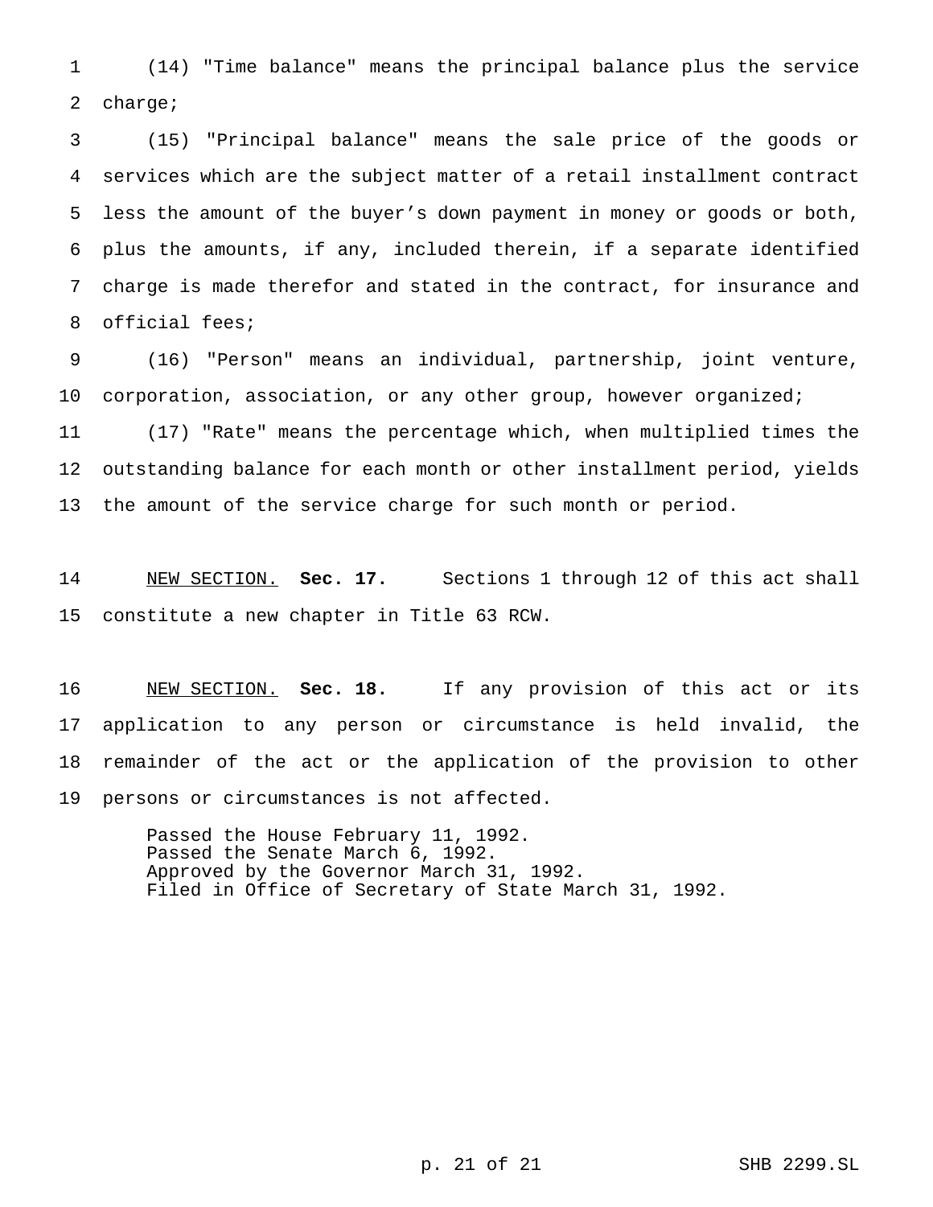(14) "Time balance" means the principal balance plus the service charge;

(15) "Principal balance" means the sale price of the goods or services which are the subject matter of a retail installment contract less the amount of the buyer's down payment in money or goods or both, plus the amounts, if any, included therein, if a separate identified charge is made therefor and stated in the contract, for insurance and official fees;

(16) "Person" means an individual, partnership, joint venture, corporation, association, or any other group, however organized;

(17) "Rate" means the percentage which, when multiplied times the outstanding balance for each month or other installment period, yields the amount of the service charge for such month or period.

NEW SECTION. **Sec. 17.** Sections 1 through 12 of this act shall constitute a new chapter in Title 63 RCW.

NEW SECTION. **Sec. 18.** If any provision of this act or its application to any person or circumstance is held invalid, the remainder of the act or the application of the provision to other persons or circumstances is not affected.

Passed the House February 11, 1992.
Passed the Senate March 6, 1992.
Approved by the Governor March 31, 1992.
Filed in Office of Secretary of State March 31, 1992.